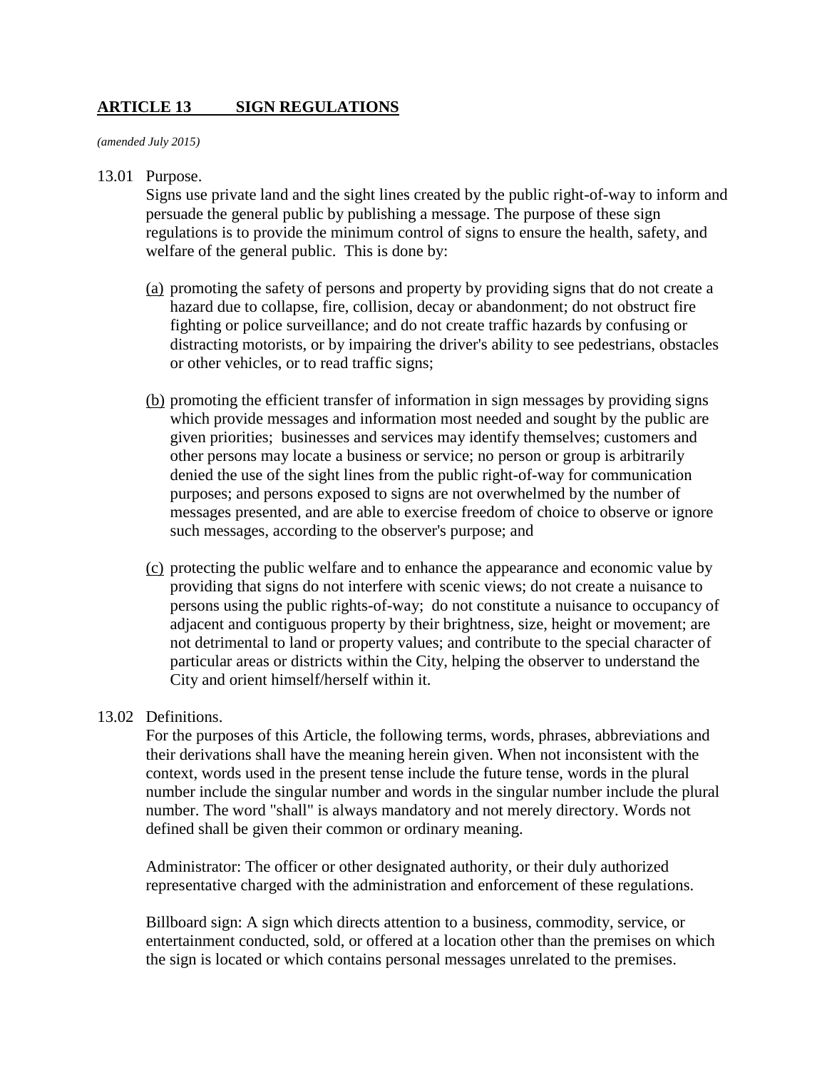## ARTICLE 13 SIGN REGULATIONS

*(amended July 2015)*

13.01 Purpose.

Signs use private land and the sight lines created by the public right-of-way to inform and persuade the general public by publishing a message. The purpose of these sign regulations is to provide the minimum control of signs to ensure the health, safety, and welfare of the general public. This is done by:

(a) promoting the safety of persons and property by providing signs that do not create a hazard due to collapse, fire, collision, decay or abandonment; do not obstruct fire fighting or police surveillance; and do not create traffic hazards by confusing or distracting motorists, or by impairing the driver's ability to see pedestrians, obstacles or other vehicles, or to read traffic signs;

(b) promoting the efficient transfer of information in sign messages by providing signs which provide messages and information most needed and sought by the public are given priorities; businesses and services may identify themselves; customers and other persons may locate a business or service; no person or group is arbitrarily denied the use of the sight lines from the public right-of-way for communication purposes; and persons exposed to signs are not overwhelmed by the number of messages presented, and are able to exercise freedom of choice to observe or ignore such messages, according to the observer's purpose; and

(c) protecting the public welfare and to enhance the appearance and economic value by providing that signs do not interfere with scenic views; do not create a nuisance to persons using the public rights-of-way; do not constitute a nuisance to occupancy of adjacent and contiguous property by their brightness, size, height or movement; are not detrimental to land or property values; and contribute to the special character of particular areas or districts within the City, helping the observer to understand the City and orient himself/herself within it.

13.02 Definitions.

For the purposes of this Article, the following terms, words, phrases, abbreviations and their derivations shall have the meaning herein given. When not inconsistent with the context, words used in the present tense include the future tense, words in the plural number include the singular number and words in the singular number include the plural number. The word "shall" is always mandatory and not merely directory. Words not defined shall be given their common or ordinary meaning.

Administrator: The officer or other designated authority, or their duly authorized representative charged with the administration and enforcement of these regulations.

Billboard sign: A sign which directs attention to a business, commodity, service, or entertainment conducted, sold, or offered at a location other than the premises on which the sign is located or which contains personal messages unrelated to the premises.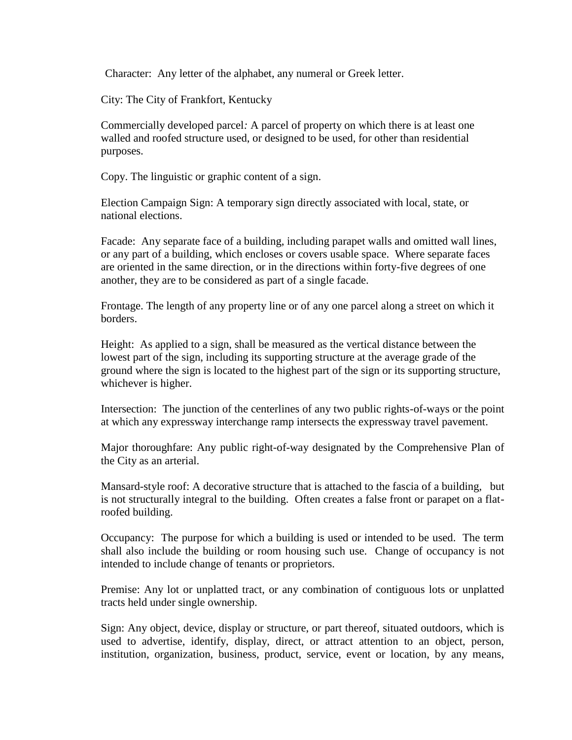Character: Any letter of the alphabet, any numeral or Greek letter.

City: The City of Frankfort, Kentucky

Commercially developed parcel*:* A parcel of property on which there is at least one walled and roofed structure used, or designed to be used, for other than residential purposes.

Copy. The linguistic or graphic content of a sign.

Election Campaign Sign: A temporary sign directly associated with local, state, or national elections.

Facade: Any separate face of a building, including parapet walls and omitted wall lines, or any part of a building, which encloses or covers usable space. Where separate faces are oriented in the same direction, or in the directions within forty-five degrees of one another, they are to be considered as part of a single facade.

Frontage. The length of any property line or of any one parcel along a street on which it borders.

Height: As applied to a sign, shall be measured as the vertical distance between the lowest part of the sign, including its supporting structure at the average grade of the ground where the sign is located to the highest part of the sign or its supporting structure, whichever is higher.

Intersection: The junction of the centerlines of any two public rights-of-ways or the point at which any expressway interchange ramp intersects the expressway travel pavement.

Major thoroughfare: Any public right-of-way designated by the Comprehensive Plan of the City as an arterial.

Mansard-style roof: A decorative structure that is attached to the fascia of a building, but is not structurally integral to the building. Often creates a false front or parapet on a flat-roofed building.

Occupancy: The purpose for which a building is used or intended to be used. The term shall also include the building or room housing such use. Change of occupancy is not intended to include change of tenants or proprietors.

Premise: Any lot or unplatted tract, or any combination of contiguous lots or unplatted tracts held under single ownership.

Sign: Any object, device, display or structure, or part thereof, situated outdoors, which is used to advertise, identify, display, direct, or attract attention to an object, person, institution, organization, business, product, service, event or location, by any means,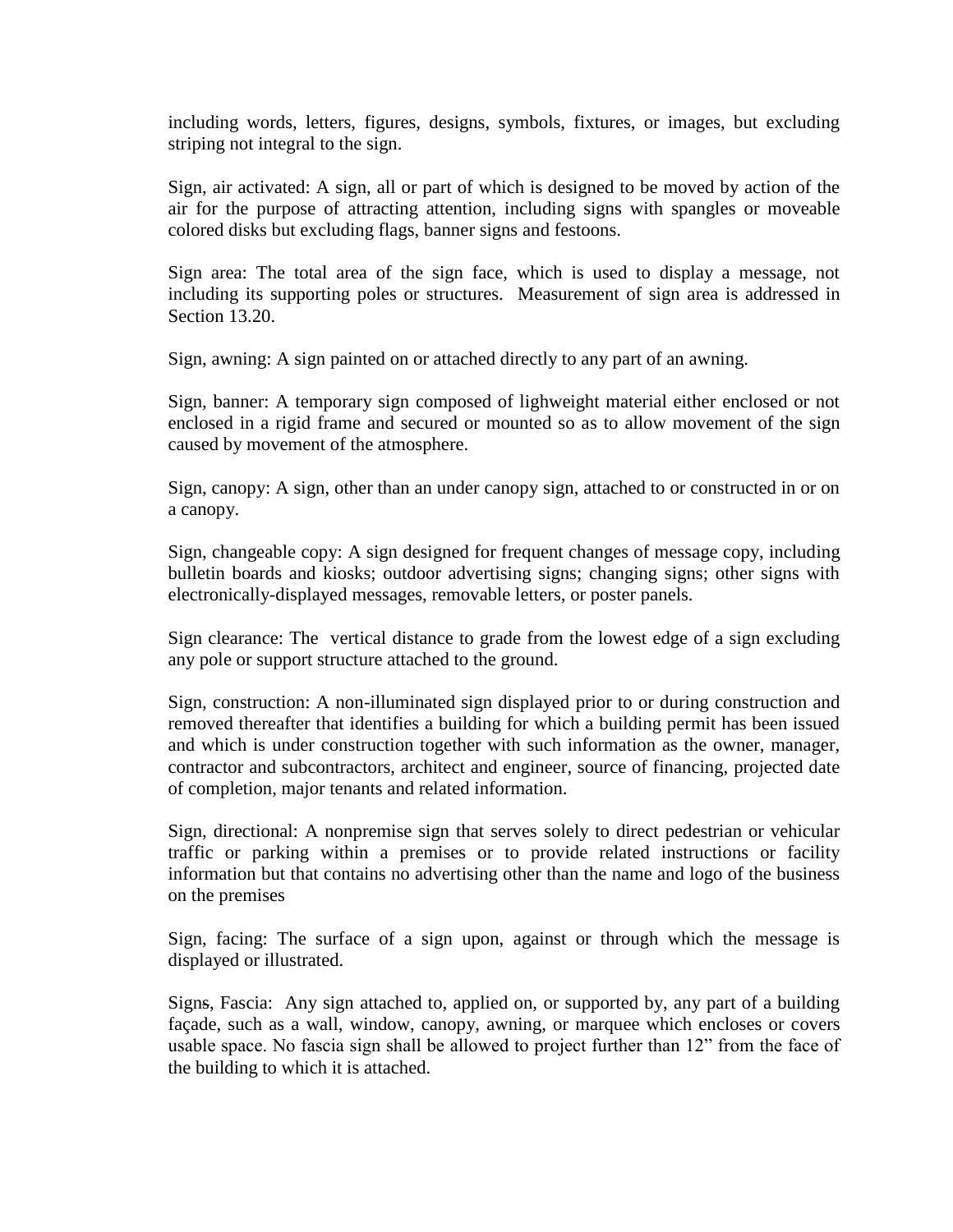including words, letters, figures, designs, symbols, fixtures, or images, but excluding striping not integral to the sign.

Sign, air activated: A sign, all or part of which is designed to be moved by action of the air for the purpose of attracting attention, including signs with spangles or moveable colored disks but excluding flags, banner signs and festoons.

Sign area: The total area of the sign face, which is used to display a message, not including its supporting poles or structures. Measurement of sign area is addressed in Section 13.20.

Sign, awning: A sign painted on or attached directly to any part of an awning.

Sign, banner: A temporary sign composed of lighweight material either enclosed or not enclosed in a rigid frame and secured or mounted so as to allow movement of the sign caused by movement of the atmosphere.

Sign, canopy: A sign, other than an under canopy sign, attached to or constructed in or on a canopy.

Sign, changeable copy: A sign designed for frequent changes of message copy, including bulletin boards and kiosks; outdoor advertising signs; changing signs; other signs with electronically-displayed messages, removable letters, or poster panels.

Sign clearance: The vertical distance to grade from the lowest edge of a sign excluding any pole or support structure attached to the ground.

Sign, construction: A non-illuminated sign displayed prior to or during construction and removed thereafter that identifies a building for which a building permit has been issued and which is under construction together with such information as the owner, manager, contractor and subcontractors, architect and engineer, source of financing, projected date of completion, major tenants and related information.

Sign, directional: A nonpremise sign that serves solely to direct pedestrian or vehicular traffic or parking within a premises or to provide related instructions or facility information but that contains no advertising other than the name and logo of the business on the premises

Sign, facing: The surface of a sign upon, against or through which the message is displayed or illustrated.

Signs, Fascia: Any sign attached to, applied on, or supported by, any part of a building façade, such as a wall, window, canopy, awning, or marquee which encloses or covers usable space. No fascia sign shall be allowed to project further than 12" from the face of the building to which it is attached.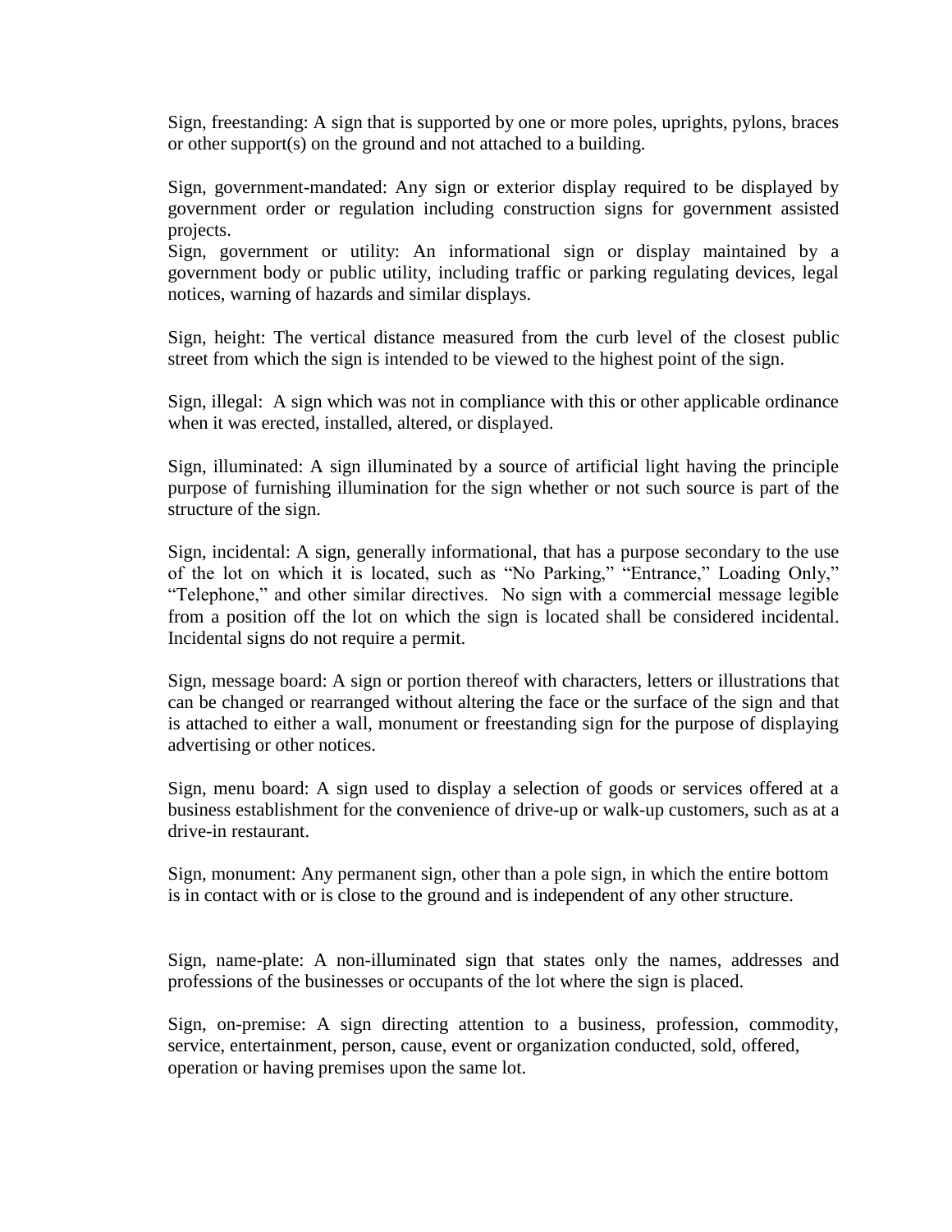Sign, freestanding: A sign that is supported by one or more poles, uprights, pylons, braces or other support(s) on the ground and not attached to a building.

Sign, government-mandated: Any sign or exterior display required to be displayed by government order or regulation including construction signs for government assisted projects.
Sign, government or utility: An informational sign or display maintained by a government body or public utility, including traffic or parking regulating devices, legal notices, warning of hazards and similar displays.

Sign, height: The vertical distance measured from the curb level of the closest public street from which the sign is intended to be viewed to the highest point of the sign.

Sign, illegal: A sign which was not in compliance with this or other applicable ordinance when it was erected, installed, altered, or displayed.

Sign, illuminated: A sign illuminated by a source of artificial light having the principle purpose of furnishing illumination for the sign whether or not such source is part of the structure of the sign.

Sign, incidental: A sign, generally informational, that has a purpose secondary to the use of the lot on which it is located, such as "No Parking," "Entrance," Loading Only," "Telephone," and other similar directives. No sign with a commercial message legible from a position off the lot on which the sign is located shall be considered incidental. Incidental signs do not require a permit.

Sign, message board: A sign or portion thereof with characters, letters or illustrations that can be changed or rearranged without altering the face or the surface of the sign and that is attached to either a wall, monument or freestanding sign for the purpose of displaying advertising or other notices.

Sign, menu board: A sign used to display a selection of goods or services offered at a business establishment for the convenience of drive-up or walk-up customers, such as at a drive-in restaurant.

Sign, monument: Any permanent sign, other than a pole sign, in which the entire bottom is in contact with or is close to the ground and is independent of any other structure.

Sign, name-plate: A non-illuminated sign that states only the names, addresses and professions of the businesses or occupants of the lot where the sign is placed.

Sign, on-premise: A sign directing attention to a business, profession, commodity, service, entertainment, person, cause, event or organization conducted, sold, offered, operation or having premises upon the same lot.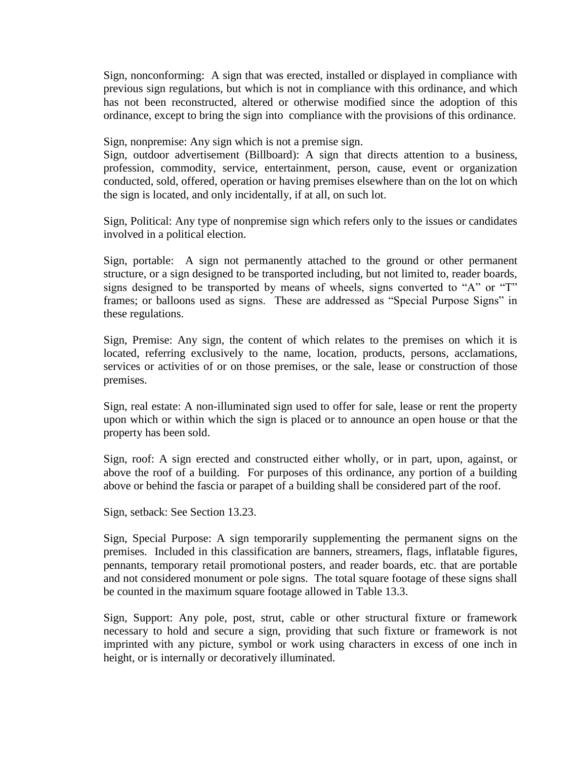Sign, nonconforming: A sign that was erected, installed or displayed in compliance with previous sign regulations, but which is not in compliance with this ordinance, and which has not been reconstructed, altered or otherwise modified since the adoption of this ordinance, except to bring the sign into compliance with the provisions of this ordinance.

Sign, nonpremise: Any sign which is not a premise sign.

Sign, outdoor advertisement (Billboard): A sign that directs attention to a business, profession, commodity, service, entertainment, person, cause, event or organization conducted, sold, offered, operation or having premises elsewhere than on the lot on which the sign is located, and only incidentally, if at all, on such lot.

Sign, Political: Any type of nonpremise sign which refers only to the issues or candidates involved in a political election.

Sign, portable: A sign not permanently attached to the ground or other permanent structure, or a sign designed to be transported including, but not limited to, reader boards, signs designed to be transported by means of wheels, signs converted to "A" or "T" frames; or balloons used as signs. These are addressed as "Special Purpose Signs" in these regulations.

Sign, Premise: Any sign, the content of which relates to the premises on which it is located, referring exclusively to the name, location, products, persons, acclamations, services or activities of or on those premises, or the sale, lease or construction of those premises.

Sign, real estate: A non-illuminated sign used to offer for sale, lease or rent the property upon which or within which the sign is placed or to announce an open house or that the property has been sold.

Sign, roof: A sign erected and constructed either wholly, or in part, upon, against, or above the roof of a building. For purposes of this ordinance, any portion of a building above or behind the fascia or parapet of a building shall be considered part of the roof.

Sign, setback: See Section 13.23.

Sign, Special Purpose: A sign temporarily supplementing the permanent signs on the premises. Included in this classification are banners, streamers, flags, inflatable figures, pennants, temporary retail promotional posters, and reader boards, etc. that are portable and not considered monument or pole signs. The total square footage of these signs shall be counted in the maximum square footage allowed in Table 13.3.

Sign, Support: Any pole, post, strut, cable or other structural fixture or framework necessary to hold and secure a sign, providing that such fixture or framework is not imprinted with any picture, symbol or work using characters in excess of one inch in height, or is internally or decoratively illuminated.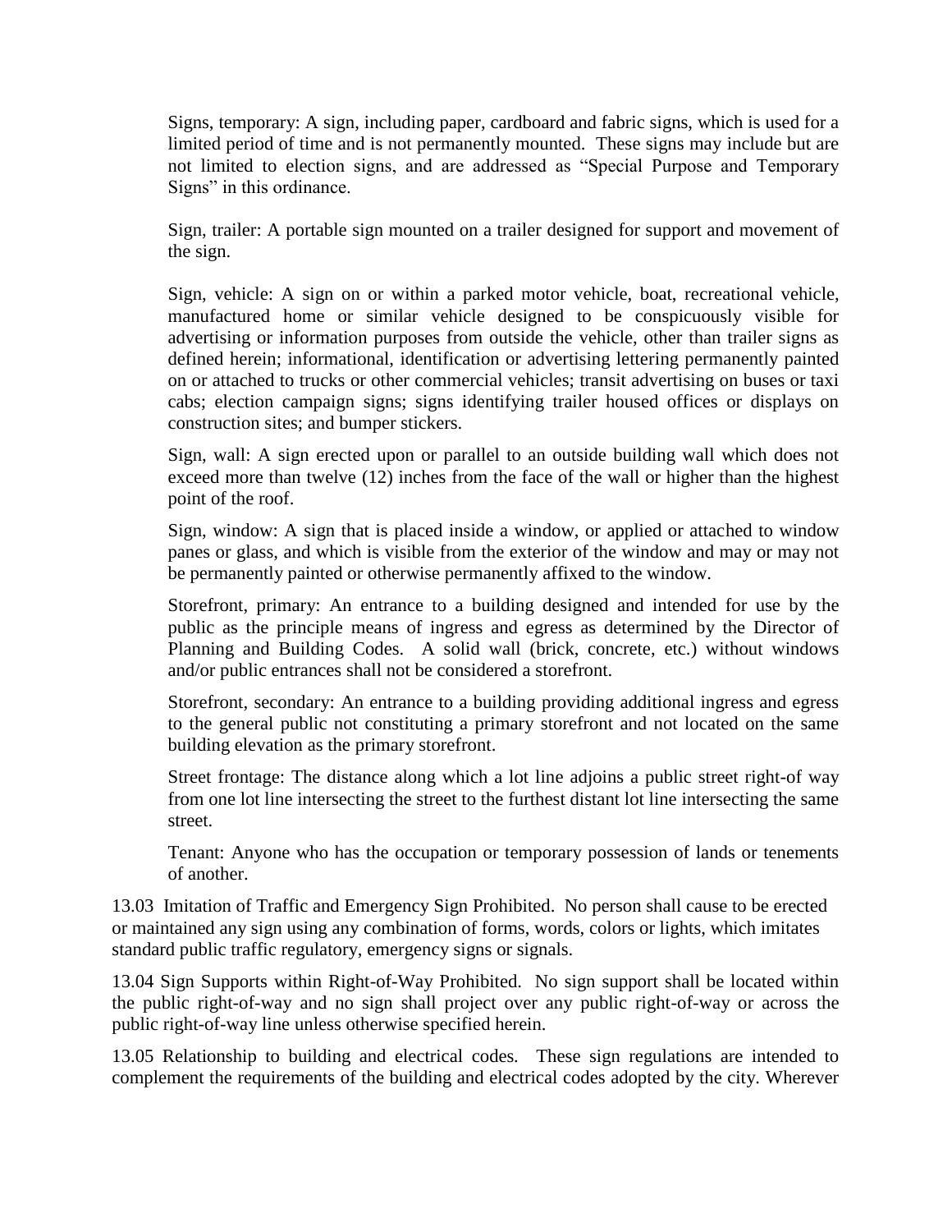Signs, temporary: A sign, including paper, cardboard and fabric signs, which is used for a limited period of time and is not permanently mounted. These signs may include but are not limited to election signs, and are addressed as "Special Purpose and Temporary Signs" in this ordinance.

Sign, trailer: A portable sign mounted on a trailer designed for support and movement of the sign.

Sign, vehicle: A sign on or within a parked motor vehicle, boat, recreational vehicle, manufactured home or similar vehicle designed to be conspicuously visible for advertising or information purposes from outside the vehicle, other than trailer signs as defined herein; informational, identification or advertising lettering permanently painted on or attached to trucks or other commercial vehicles; transit advertising on buses or taxi cabs; election campaign signs; signs identifying trailer housed offices or displays on construction sites; and bumper stickers.

Sign, wall: A sign erected upon or parallel to an outside building wall which does not exceed more than twelve (12) inches from the face of the wall or higher than the highest point of the roof.

Sign, window: A sign that is placed inside a window, or applied or attached to window panes or glass, and which is visible from the exterior of the window and may or may not be permanently painted or otherwise permanently affixed to the window.

Storefront, primary: An entrance to a building designed and intended for use by the public as the principle means of ingress and egress as determined by the Director of Planning and Building Codes. A solid wall (brick, concrete, etc.) without windows and/or public entrances shall not be considered a storefront.

Storefront, secondary: An entrance to a building providing additional ingress and egress to the general public not constituting a primary storefront and not located on the same building elevation as the primary storefront.

Street frontage: The distance along which a lot line adjoins a public street right-of way from one lot line intersecting the street to the furthest distant lot line intersecting the same street.

Tenant: Anyone who has the occupation or temporary possession of lands or tenements of another.

13.03 Imitation of Traffic and Emergency Sign Prohibited. No person shall cause to be erected or maintained any sign using any combination of forms, words, colors or lights, which imitates standard public traffic regulatory, emergency signs or signals.

13.04 Sign Supports within Right-of-Way Prohibited. No sign support shall be located within the public right-of-way and no sign shall project over any public right-of-way or across the public right-of-way line unless otherwise specified herein.

13.05 Relationship to building and electrical codes. These sign regulations are intended to complement the requirements of the building and electrical codes adopted by the city. Wherever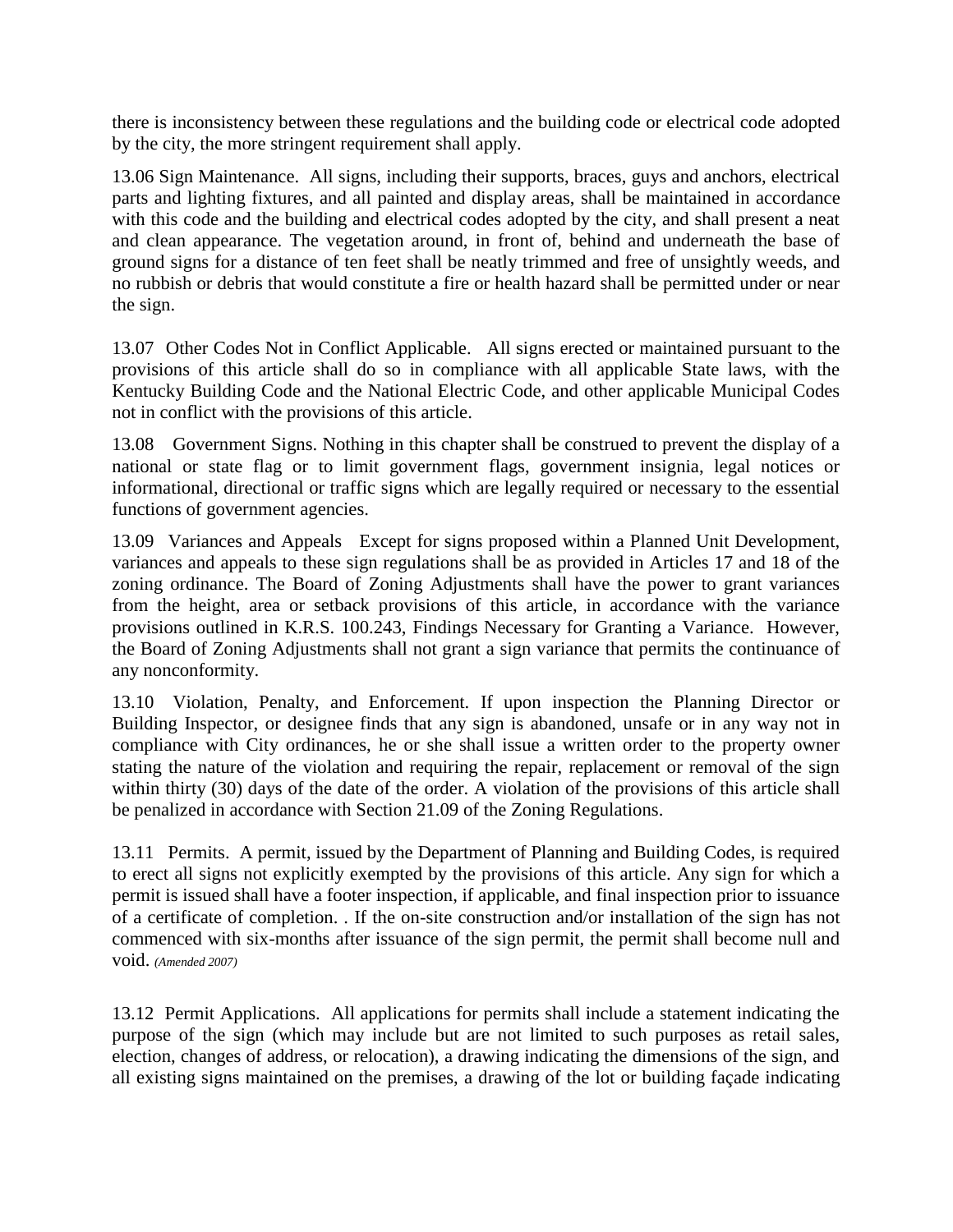there is inconsistency between these regulations and the building code or electrical code adopted by the city, the more stringent requirement shall apply.

13.06 Sign Maintenance. All signs, including their supports, braces, guys and anchors, electrical parts and lighting fixtures, and all painted and display areas, shall be maintained in accordance with this code and the building and electrical codes adopted by the city, and shall present a neat and clean appearance. The vegetation around, in front of, behind and underneath the base of ground signs for a distance of ten feet shall be neatly trimmed and free of unsightly weeds, and no rubbish or debris that would constitute a fire or health hazard shall be permitted under or near the sign.

13.07 Other Codes Not in Conflict Applicable. All signs erected or maintained pursuant to the provisions of this article shall do so in compliance with all applicable State laws, with the Kentucky Building Code and the National Electric Code, and other applicable Municipal Codes not in conflict with the provisions of this article.

13.08 Government Signs. Nothing in this chapter shall be construed to prevent the display of a national or state flag or to limit government flags, government insignia, legal notices or informational, directional or traffic signs which are legally required or necessary to the essential functions of government agencies.

13.09 Variances and Appeals Except for signs proposed within a Planned Unit Development, variances and appeals to these sign regulations shall be as provided in Articles 17 and 18 of the zoning ordinance. The Board of Zoning Adjustments shall have the power to grant variances from the height, area or setback provisions of this article, in accordance with the variance provisions outlined in K.R.S. 100.243, Findings Necessary for Granting a Variance. However, the Board of Zoning Adjustments shall not grant a sign variance that permits the continuance of any nonconformity.

13.10 Violation, Penalty, and Enforcement. If upon inspection the Planning Director or Building Inspector, or designee finds that any sign is abandoned, unsafe or in any way not in compliance with City ordinances, he or she shall issue a written order to the property owner stating the nature of the violation and requiring the repair, replacement or removal of the sign within thirty (30) days of the date of the order. A violation of the provisions of this article shall be penalized in accordance with Section 21.09 of the Zoning Regulations.

13.11 Permits. A permit, issued by the Department of Planning and Building Codes, is required to erect all signs not explicitly exempted by the provisions of this article. Any sign for which a permit is issued shall have a footer inspection, if applicable, and final inspection prior to issuance of a certificate of completion. . If the on-site construction and/or installation of the sign has not commenced with six-months after issuance of the sign permit, the permit shall become null and void. *(Amended 2007)*

13.12 Permit Applications. All applications for permits shall include a statement indicating the purpose of the sign (which may include but are not limited to such purposes as retail sales, election, changes of address, or relocation), a drawing indicating the dimensions of the sign, and all existing signs maintained on the premises, a drawing of the lot or building façade indicating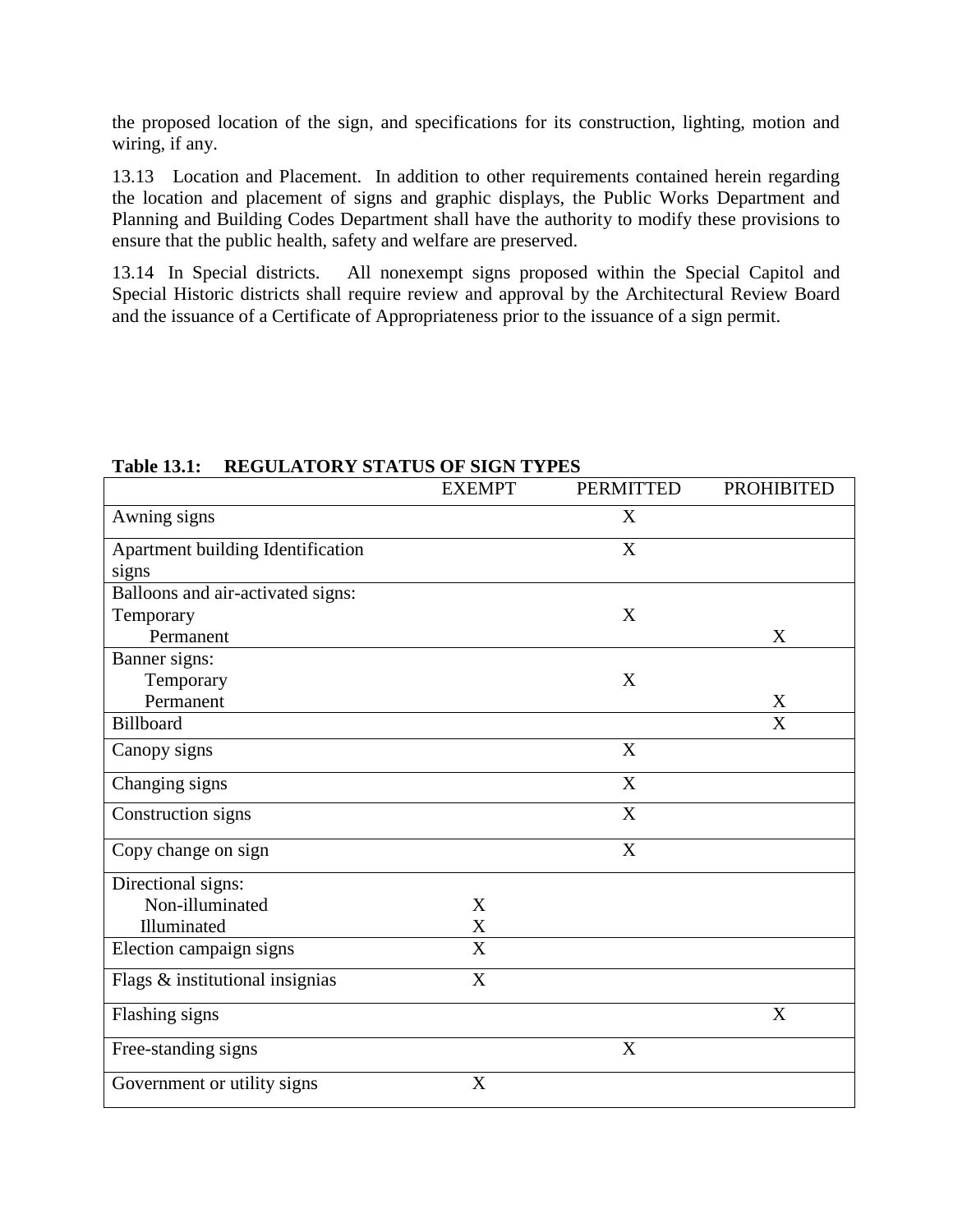the proposed location of the sign, and specifications for its construction, lighting, motion and wiring, if any.

13.13 Location and Placement. In addition to other requirements contained herein regarding the location and placement of signs and graphic displays, the Public Works Department and Planning and Building Codes Department shall have the authority to modify these provisions to ensure that the public health, safety and welfare are preserved.

13.14 In Special districts. All nonexempt signs proposed within the Special Capitol and Special Historic districts shall require review and approval by the Architectural Review Board and the issuance of a Certificate of Appropriateness prior to the issuance of a sign permit.

**Table 13.1: REGULATORY STATUS OF SIGN TYPES**

| | EXEMPT | PERMITTED | PROHIBITED |
|---|---|---|---|
| Awning signs | | X | |
| Apartment building Identification signs | | X | |
| Balloons and air-activated signs: | | | |
| Temporary | | X | |
| Permanent | | | X |
| Banner signs: | | | |
| Temporary | | X | |
| Permanent | | | X |
| Billboard | | | X |
| Canopy signs | | X | |
| Changing signs | | X | |
| Construction signs | | X | |
| Copy change on sign | | X | |
| Directional signs: | | | |
| Non-illuminated | X | | |
| Illuminated | X | | |
| Election campaign signs | X | | |
| Flags & institutional insignias | X | | |
| Flashing signs | | | X |
| Free-standing signs | | X | |
| Government or utility signs | X | | |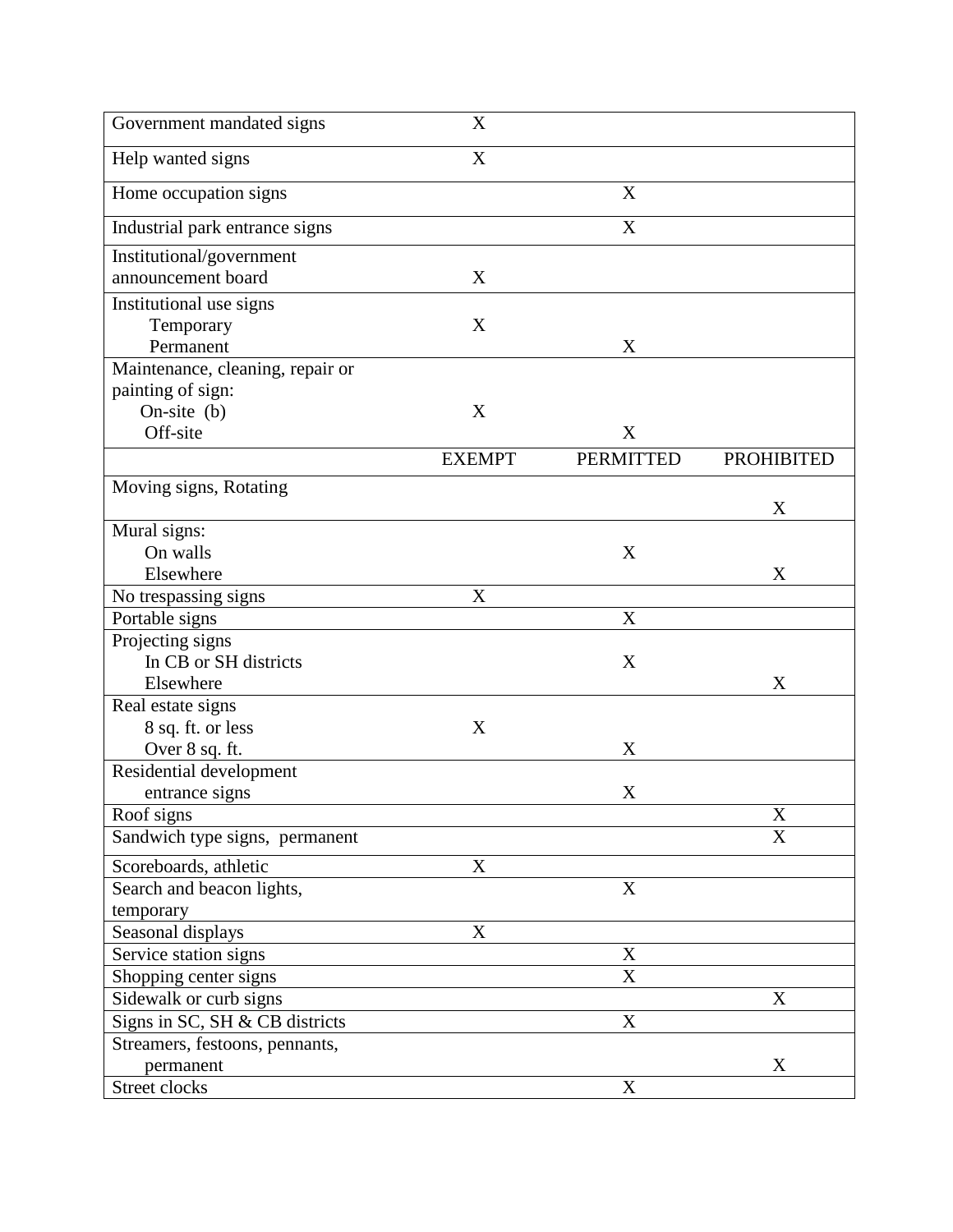| | | | |
|---|---|---|---|
| Government mandated signs | X | | |
| Help wanted signs | X | | |
| Home occupation signs | | X | |
| Industrial park entrance signs | | X | |
| Institutional/government announcement board | X | | |
| Institutional use signs | | | |
| Temporary | X | | |
| Permanent | | X | |
| Maintenance, cleaning, repair or painting of sign: | | | |
| On-site (b) | X | | |
| Off-site | | X | |
| | EXEMPT | PERMITTED | PROHIBITED |
| Moving signs, Rotating | | | X |
| Mural signs: | | | |
| On walls | | X | |
| Elsewhere | | | X |
| No trespassing signs | X | | |
| Portable signs | | X | |
| Projecting signs | | | |
| In CB or SH districts | | X | |
| Elsewhere | | | X |
| Real estate signs | | | |
| 8 sq. ft. or less | X | | |
| Over 8 sq. ft. | | X | |
| Residential development entrance signs | | X | |
| Roof signs | | | X |
| Sandwich type signs, permanent | | | X |
| Scoreboards, athletic | X | | |
| Search and beacon lights, temporary | | X | |
| Seasonal displays | X | | |
| Service station signs | | X | |
| Shopping center signs | | X | |
| Sidewalk or curb signs | | | X |
| Signs in SC, SH & CB districts | | X | |
| Streamers, festoons, pennants, permanent | | | X |
| Street clocks | | X | |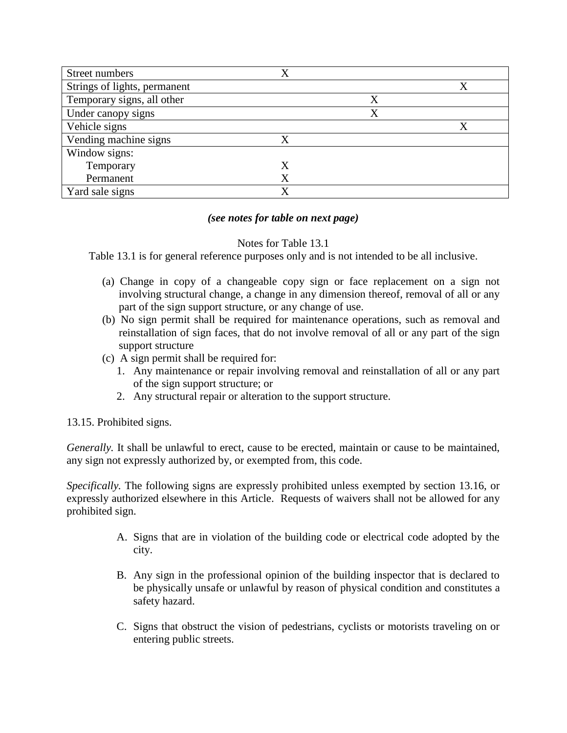| | | | |
|---|---|---|---|
| Street numbers | X | | |
| Strings of lights, permanent | | | X |
| Temporary signs, all other | | X | |
| Under canopy signs | | X | |
| Vehicle signs | | | X |
| Vending machine signs | X | | |
| Window signs: | | | |
| Temporary | X | | |
| Permanent | X | | |
| Yard sale signs | X | | |

***(see notes for table on next page)***

Notes for Table 13.1

Table 13.1 is for general reference purposes only and is not intended to be all inclusive.

(a) Change in copy of a changeable copy sign or face replacement on a sign not involving structural change, a change in any dimension thereof, removal of all or any part of the sign support structure, or any change of use.

(b) No sign permit shall be required for maintenance operations, such as removal and reinstallation of sign faces, that do not involve removal of all or any part of the sign support structure

(c) A sign permit shall be required for:

1. Any maintenance or repair involving removal and reinstallation of all or any part of the sign support structure; or
2. Any structural repair or alteration to the support structure.

13.15. Prohibited signs.

*Generally.* It shall be unlawful to erect, cause to be erected, maintain or cause to be maintained, any sign not expressly authorized by, or exempted from, this code.

*Specifically.* The following signs are expressly prohibited unless exempted by section 13.16, or expressly authorized elsewhere in this Article. Requests of waivers shall not be allowed for any prohibited sign.

A. Signs that are in violation of the building code or electrical code adopted by the city.

B. Any sign in the professional opinion of the building inspector that is declared to be physically unsafe or unlawful by reason of physical condition and constitutes a safety hazard.

C. Signs that obstruct the vision of pedestrians, cyclists or motorists traveling on or entering public streets.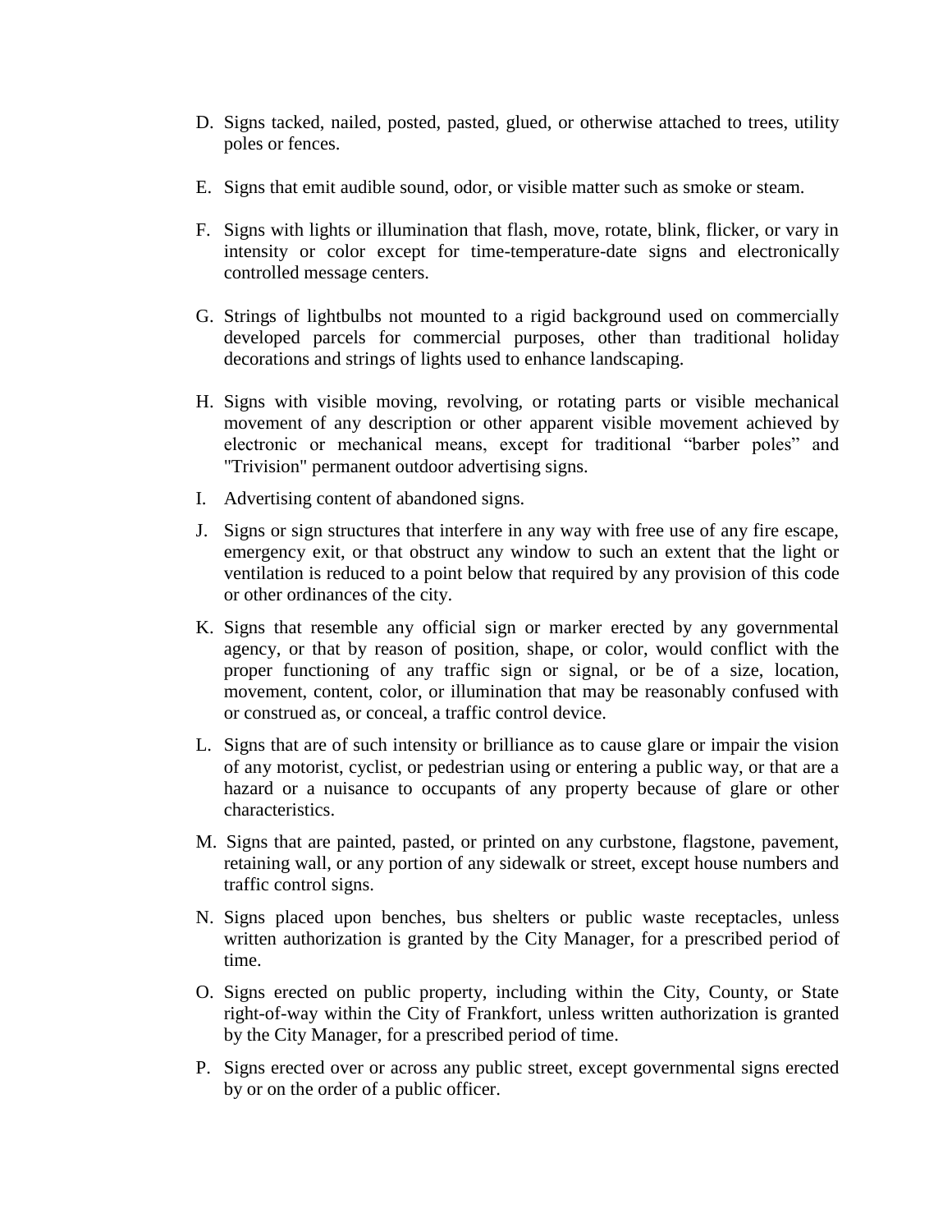D. Signs tacked, nailed, posted, pasted, glued, or otherwise attached to trees, utility poles or fences.

E. Signs that emit audible sound, odor, or visible matter such as smoke or steam.

F. Signs with lights or illumination that flash, move, rotate, blink, flicker, or vary in intensity or color except for time-temperature-date signs and electronically controlled message centers.

G. Strings of lightbulbs not mounted to a rigid background used on commercially developed parcels for commercial purposes, other than traditional holiday decorations and strings of lights used to enhance landscaping.

H. Signs with visible moving, revolving, or rotating parts or visible mechanical movement of any description or other apparent visible movement achieved by electronic or mechanical means, except for traditional "barber poles" and "Trivision" permanent outdoor advertising signs.

I. Advertising content of abandoned signs.

J. Signs or sign structures that interfere in any way with free use of any fire escape, emergency exit, or that obstruct any window to such an extent that the light or ventilation is reduced to a point below that required by any provision of this code or other ordinances of the city.

K. Signs that resemble any official sign or marker erected by any governmental agency, or that by reason of position, shape, or color, would conflict with the proper functioning of any traffic sign or signal, or be of a size, location, movement, content, color, or illumination that may be reasonably confused with or construed as, or conceal, a traffic control device.

L. Signs that are of such intensity or brilliance as to cause glare or impair the vision of any motorist, cyclist, or pedestrian using or entering a public way, or that are a hazard or a nuisance to occupants of any property because of glare or other characteristics.

M. Signs that are painted, pasted, or printed on any curbstone, flagstone, pavement, retaining wall, or any portion of any sidewalk or street, except house numbers and traffic control signs.

N. Signs placed upon benches, bus shelters or public waste receptacles, unless written authorization is granted by the City Manager, for a prescribed period of time.

O. Signs erected on public property, including within the City, County, or State right-of-way within the City of Frankfort, unless written authorization is granted by the City Manager, for a prescribed period of time.

P. Signs erected over or across any public street, except governmental signs erected by or on the order of a public officer.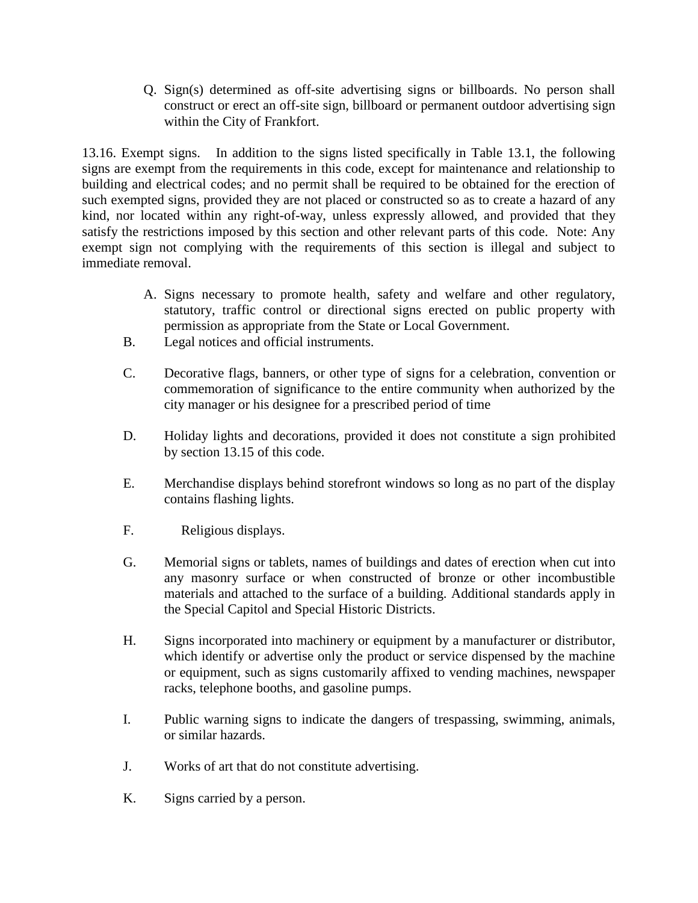Q. Sign(s) determined as off-site advertising signs or billboards. No person shall construct or erect an off-site sign, billboard or permanent outdoor advertising sign within the City of Frankfort.

13.16. Exempt signs. In addition to the signs listed specifically in Table 13.1, the following signs are exempt from the requirements in this code, except for maintenance and relationship to building and electrical codes; and no permit shall be required to be obtained for the erection of such exempted signs, provided they are not placed or constructed so as to create a hazard of any kind, nor located within any right-of-way, unless expressly allowed, and provided that they satisfy the restrictions imposed by this section and other relevant parts of this code. Note: Any exempt sign not complying with the requirements of this section is illegal and subject to immediate removal.

A. Signs necessary to promote health, safety and welfare and other regulatory, statutory, traffic control or directional signs erected on public property with permission as appropriate from the State or Local Government.

B. Legal notices and official instruments.

C. Decorative flags, banners, or other type of signs for a celebration, convention or commemoration of significance to the entire community when authorized by the city manager or his designee for a prescribed period of time

D. Holiday lights and decorations, provided it does not constitute a sign prohibited by section 13.15 of this code.

E. Merchandise displays behind storefront windows so long as no part of the display contains flashing lights.

F. Religious displays.

G. Memorial signs or tablets, names of buildings and dates of erection when cut into any masonry surface or when constructed of bronze or other incombustible materials and attached to the surface of a building. Additional standards apply in the Special Capitol and Special Historic Districts.

H. Signs incorporated into machinery or equipment by a manufacturer or distributor, which identify or advertise only the product or service dispensed by the machine or equipment, such as signs customarily affixed to vending machines, newspaper racks, telephone booths, and gasoline pumps.

I. Public warning signs to indicate the dangers of trespassing, swimming, animals, or similar hazards.

J. Works of art that do not constitute advertising.

K. Signs carried by a person.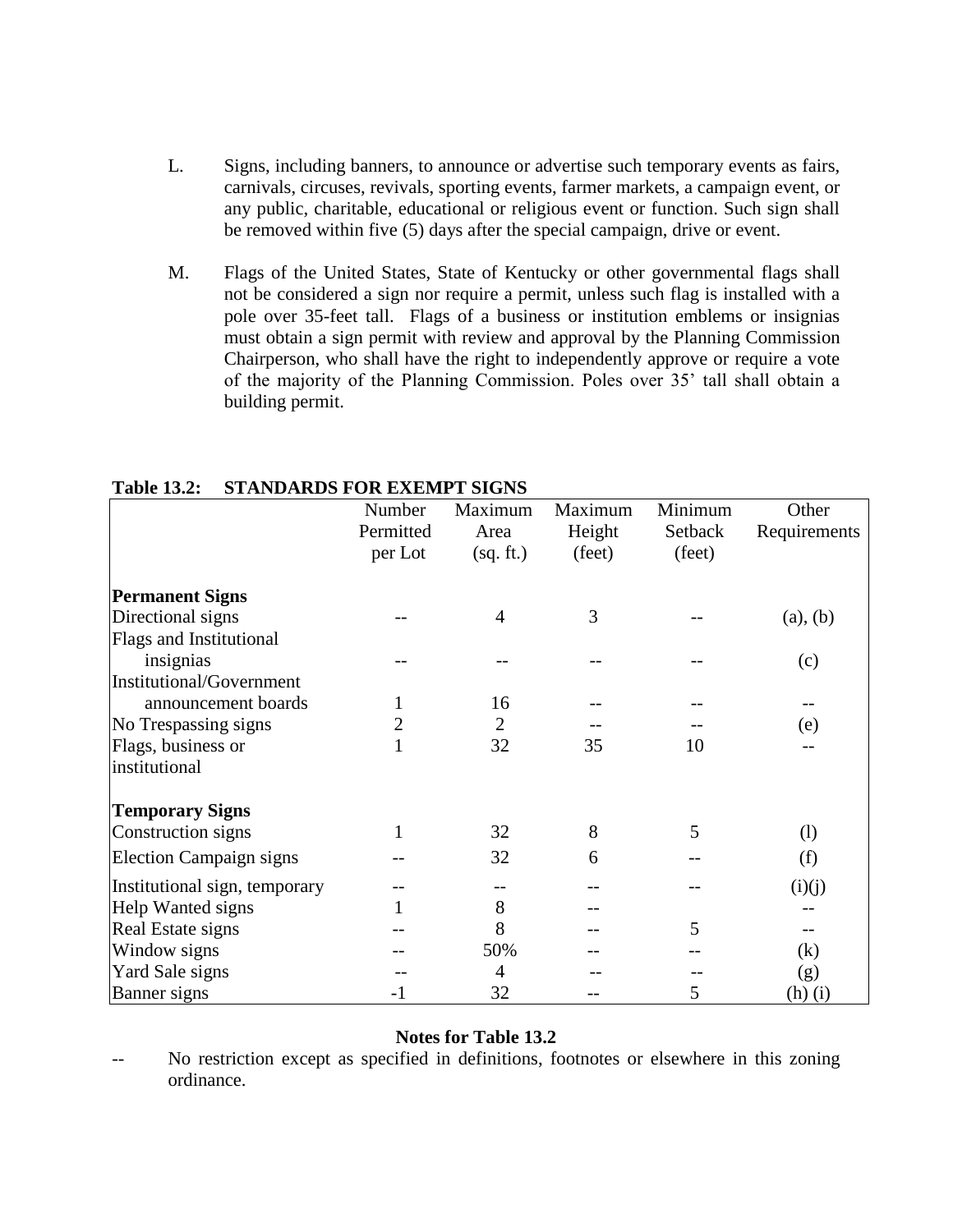L. Signs, including banners, to announce or advertise such temporary events as fairs, carnivals, circuses, revivals, sporting events, farmer markets, a campaign event, or any public, charitable, educational or religious event or function. Such sign shall be removed within five (5) days after the special campaign, drive or event.

M. Flags of the United States, State of Kentucky or other governmental flags shall not be considered a sign nor require a permit, unless such flag is installed with a pole over 35-feet tall. Flags of a business or institution emblems or insignias must obtain a sign permit with review and approval by the Planning Commission Chairperson, who shall have the right to independently approve or require a vote of the majority of the Planning Commission. Poles over 35' tall shall obtain a building permit.

**Table 13.2: STANDARDS FOR EXEMPT SIGNS**

| | Number Permitted per Lot | Maximum Area (sq. ft.) | Maximum Height (feet) | Minimum Setback (feet) | Other Requirements |
|---|---|---|---|---|---|
| **Permanent Signs** | | | | | |
| Directional signs | -- | 4 | 3 | -- | (a), (b) |
| Flags and Institutional insignias | -- | -- | -- | -- | (c) |
| Institutional/Government announcement boards | 1 | 16 | -- | -- | -- |
| No Trespassing signs | 2 | 2 | -- | -- | (e) |
| Flags, business or institutional | 1 | 32 | 35 | 10 | -- |
| **Temporary Signs** | | | | | |
| Construction signs | 1 | 32 | 8 | 5 | (l) |
| Election Campaign signs | -- | 32 | 6 | -- | (f) |
| Institutional sign, temporary | -- | -- | -- | -- | (i)(j) |
| Help Wanted signs | 1 | 8 | -- | | -- |
| Real Estate signs | -- | 8 | -- | 5 | -- |
| Window signs | -- | 50% | -- | -- | (k) |
| Yard Sale signs | -- | 4 | -- | -- | (g) |
| Banner signs | -1 | 32 | -- | 5 | (h) (i) |

**Notes for Table 13.2**

-- No restriction except as specified in definitions, footnotes or elsewhere in this zoning ordinance.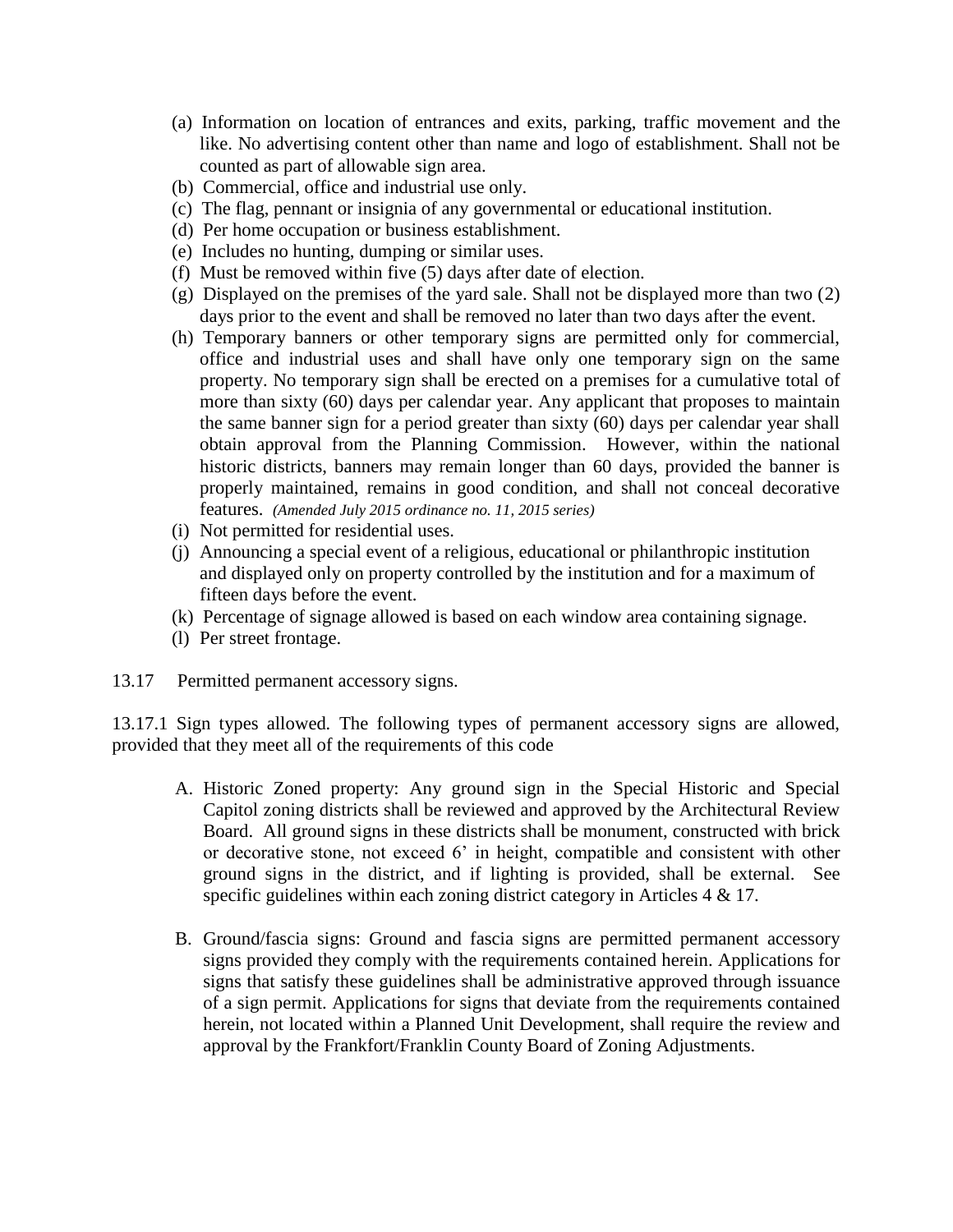(a) Information on location of entrances and exits, parking, traffic movement and the like. No advertising content other than name and logo of establishment. Shall not be counted as part of allowable sign area.
(b) Commercial, office and industrial use only.
(c) The flag, pennant or insignia of any governmental or educational institution.
(d) Per home occupation or business establishment.
(e) Includes no hunting, dumping or similar uses.
(f) Must be removed within five (5) days after date of election.
(g) Displayed on the premises of the yard sale. Shall not be displayed more than two (2) days prior to the event and shall be removed no later than two days after the event.
(h) Temporary banners or other temporary signs are permitted only for commercial, office and industrial uses and shall have only one temporary sign on the same property. No temporary sign shall be erected on a premises for a cumulative total of more than sixty (60) days per calendar year. Any applicant that proposes to maintain the same banner sign for a period greater than sixty (60) days per calendar year shall obtain approval from the Planning Commission. However, within the national historic districts, banners may remain longer than 60 days, provided the banner is properly maintained, remains in good condition, and shall not conceal decorative features. *(Amended July 2015 ordinance no. 11, 2015 series)*
(i) Not permitted for residential uses.
(j) Announcing a special event of a religious, educational or philanthropic institution and displayed only on property controlled by the institution and for a maximum of fifteen days before the event.
(k) Percentage of signage allowed is based on each window area containing signage.
(l) Per street frontage.

13.17 Permitted permanent accessory signs.

13.17.1 Sign types allowed. The following types of permanent accessory signs are allowed, provided that they meet all of the requirements of this code

A. Historic Zoned property: Any ground sign in the Special Historic and Special Capitol zoning districts shall be reviewed and approved by the Architectural Review Board. All ground signs in these districts shall be monument, constructed with brick or decorative stone, not exceed 6' in height, compatible and consistent with other ground signs in the district, and if lighting is provided, shall be external. See specific guidelines within each zoning district category in Articles 4 & 17.

B. Ground/fascia signs: Ground and fascia signs are permitted permanent accessory signs provided they comply with the requirements contained herein. Applications for signs that satisfy these guidelines shall be administrative approved through issuance of a sign permit. Applications for signs that deviate from the requirements contained herein, not located within a Planned Unit Development, shall require the review and approval by the Frankfort/Franklin County Board of Zoning Adjustments.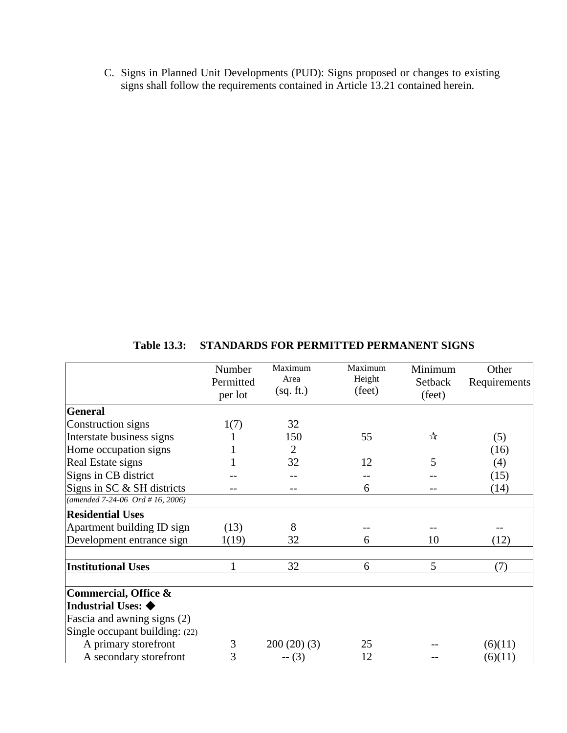C. Signs in Planned Unit Developments (PUD): Signs proposed or changes to existing signs shall follow the requirements contained in Article 13.21 contained herein.

**Table 13.3: STANDARDS FOR PERMITTED PERMANENT SIGNS**

| | Number Permitted per lot | Maximum Area (sq. ft.) | Maximum Height (feet) | Minimum Setback (feet) | Other Requirements |
|---|---|---|---|---|---|
| **General** | | | | | |
| Construction signs | 1(7) | 32 | | | |
| Interstate business signs | 1 | 150 | 55 | ☆ | (5) |
| Home occupation signs | 1 | 2 | | | (16) |
| Real Estate signs | 1 | 32 | 12 | 5 | (4) |
| Signs in CB district | -- | -- | -- | -- | (15) |
| Signs in SC & SH districts | -- | -- | 6 | -- | (14) |
| *(amended 7-24-06 Ord # 16, 2006)* | | | | | |
| **Residential Uses** | | | | | |
| Apartment building ID sign | (13) | 8 | -- | -- | -- |
| Development entrance sign | 1(19) | 32 | 6 | 10 | (12) |
| | | | | | |
| **Institutional Uses** | 1 | 32 | 6 | 5 | (7) |
| | | | | | |
| **Commercial, Office & Industrial Uses:** ◆ | | | | | |
| Fascia and awning signs (2) | | | | | |
| Single occupant building: (22) | | | | | |
| A primary storefront | 3 | 200 (20) (3) | 25 | -- | (6)(11) |
| A secondary storefront | 3 | -- (3) | 12 | -- | (6)(11) |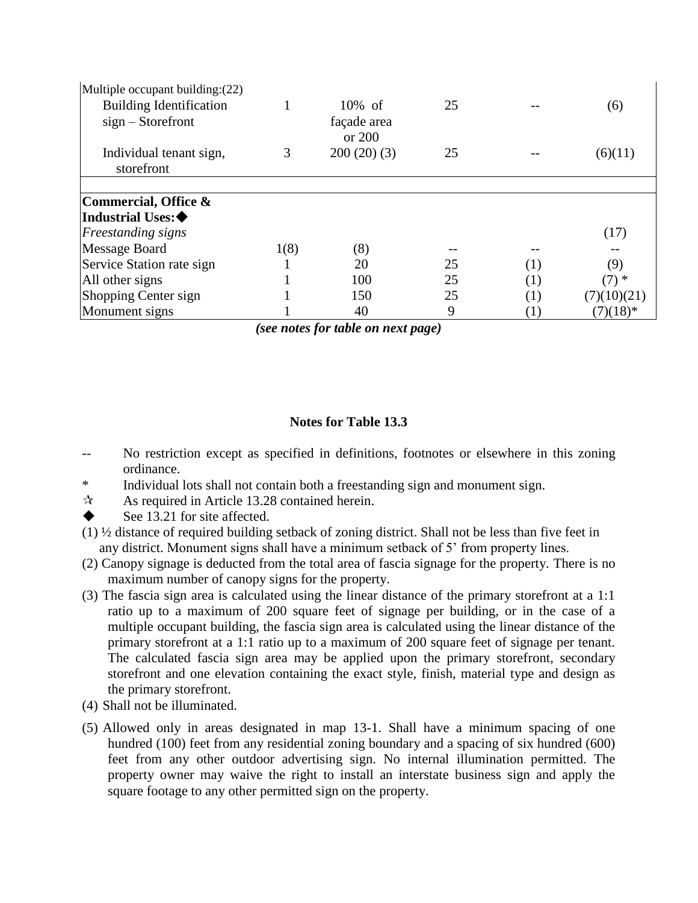| | | | | | |
|---|---|---|---|---|---|
| Multiple occupant building:(22) | | | | | |
| Building Identification sign – Storefront | 1 | 10% of façade area or 200 | 25 | -- | (6) |
| Individual tenant sign, storefront | 3 | 200 (20) (3) | 25 | -- | (6)(11) |
| | | | | | |
| **Commercial, Office & Industrial Uses:◆** | | | | | |
| *Freestanding signs* | | | | | (17) |
| Message Board | 1(8) | (8) | -- | -- | -- |
| Service Station rate sign | 1 | 20 | 25 | (1) | (9) |
| All other signs | 1 | 100 | 25 | (1) | (7) * |
| Shopping Center sign | 1 | 150 | 25 | (1) | (7)(10)(21) |
| Monument signs | 1 | 40 | 9 | (1) | (7)(18)* |

***(see notes for table on next page)***

**Notes for Table 13.3**

-- No restriction except as specified in definitions, footnotes or elsewhere in this zoning ordinance.

* Individual lots shall not contain both a freestanding sign and monument sign.

☆ As required in Article 13.28 contained herein.

◆ See 13.21 for site affected.

(1) ½ distance of required building setback of zoning district. Shall not be less than five feet in any district. Monument signs shall have a minimum setback of 5' from property lines.

(2) Canopy signage is deducted from the total area of fascia signage for the property. There is no maximum number of canopy signs for the property.

(3) The fascia sign area is calculated using the linear distance of the primary storefront at a 1:1 ratio up to a maximum of 200 square feet of signage per building, or in the case of a multiple occupant building, the fascia sign area is calculated using the linear distance of the primary storefront at a 1:1 ratio up to a maximum of 200 square feet of signage per tenant. The calculated fascia sign area may be applied upon the primary storefront, secondary storefront and one elevation containing the exact style, finish, material type and design as the primary storefront.

(4) Shall not be illuminated.

(5) Allowed only in areas designated in map 13-1. Shall have a minimum spacing of one hundred (100) feet from any residential zoning boundary and a spacing of six hundred (600) feet from any other outdoor advertising sign. No internal illumination permitted. The property owner may waive the right to install an interstate business sign and apply the square footage to any other permitted sign on the property.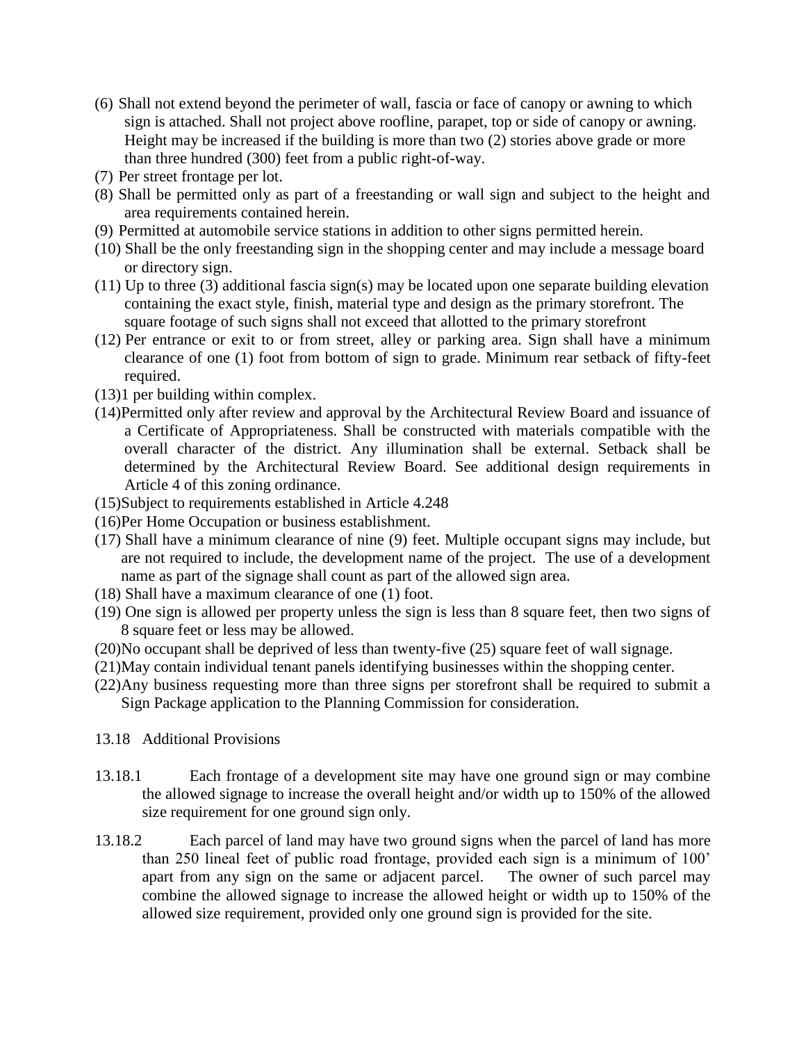(6) Shall not extend beyond the perimeter of wall, fascia or face of canopy or awning to which sign is attached. Shall not project above roofline, parapet, top or side of canopy or awning. Height may be increased if the building is more than two (2) stories above grade or more than three hundred (300) feet from a public right-of-way.

(7) Per street frontage per lot.

(8) Shall be permitted only as part of a freestanding or wall sign and subject to the height and area requirements contained herein.

(9) Permitted at automobile service stations in addition to other signs permitted herein.

(10) Shall be the only freestanding sign in the shopping center and may include a message board or directory sign.

(11) Up to three (3) additional fascia sign(s) may be located upon one separate building elevation containing the exact style, finish, material type and design as the primary storefront. The square footage of such signs shall not exceed that allotted to the primary storefront

(12) Per entrance or exit to or from street, alley or parking area. Sign shall have a minimum clearance of one (1) foot from bottom of sign to grade. Minimum rear setback of fifty-feet required.

(13)1 per building within complex.

(14)Permitted only after review and approval by the Architectural Review Board and issuance of a Certificate of Appropriateness. Shall be constructed with materials compatible with the overall character of the district. Any illumination shall be external. Setback shall be determined by the Architectural Review Board. See additional design requirements in Article 4 of this zoning ordinance.

(15)Subject to requirements established in Article 4.248

(16)Per Home Occupation or business establishment.

(17) Shall have a minimum clearance of nine (9) feet. Multiple occupant signs may include, but are not required to include, the development name of the project. The use of a development name as part of the signage shall count as part of the allowed sign area.

(18) Shall have a maximum clearance of one (1) foot.

(19) One sign is allowed per property unless the sign is less than 8 square feet, then two signs of 8 square feet or less may be allowed.

(20)No occupant shall be deprived of less than twenty-five (25) square feet of wall signage.

(21)May contain individual tenant panels identifying businesses within the shopping center.

(22)Any business requesting more than three signs per storefront shall be required to submit a Sign Package application to the Planning Commission for consideration.

13.18 Additional Provisions

13.18.1 Each frontage of a development site may have one ground sign or may combine the allowed signage to increase the overall height and/or width up to 150% of the allowed size requirement for one ground sign only.

13.18.2 Each parcel of land may have two ground signs when the parcel of land has more than 250 lineal feet of public road frontage, provided each sign is a minimum of 100' apart from any sign on the same or adjacent parcel. The owner of such parcel may combine the allowed signage to increase the allowed height or width up to 150% of the allowed size requirement, provided only one ground sign is provided for the site.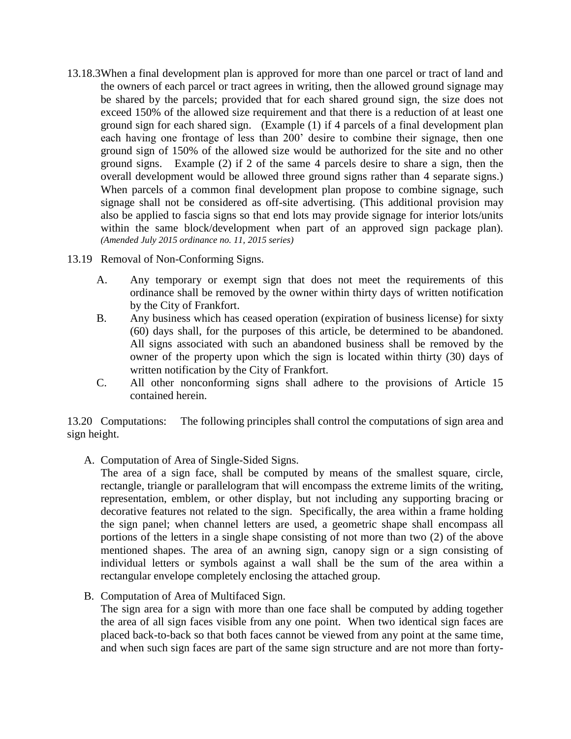13.18.3 When a final development plan is approved for more than one parcel or tract of land and the owners of each parcel or tract agrees in writing, then the allowed ground signage may be shared by the parcels; provided that for each shared ground sign, the size does not exceed 150% of the allowed size requirement and that there is a reduction of at least one ground sign for each shared sign. (Example (1) if 4 parcels of a final development plan each having one frontage of less than 200' desire to combine their signage, then one ground sign of 150% of the allowed size would be authorized for the site and no other ground signs. Example (2) if 2 of the same 4 parcels desire to share a sign, then the overall development would be allowed three ground signs rather than 4 separate signs.) When parcels of a common final development plan propose to combine signage, such signage shall not be considered as off-site advertising. (This additional provision may also be applied to fascia signs so that end lots may provide signage for interior lots/units within the same block/development when part of an approved sign package plan). *(Amended July 2015 ordinance no. 11, 2015 series)*

13.19 Removal of Non-Conforming Signs.

A. Any temporary or exempt sign that does not meet the requirements of this ordinance shall be removed by the owner within thirty days of written notification by the City of Frankfort.

B. Any business which has ceased operation (expiration of business license) for sixty (60) days shall, for the purposes of this article, be determined to be abandoned. All signs associated with such an abandoned business shall be removed by the owner of the property upon which the sign is located within thirty (30) days of written notification by the City of Frankfort.

C. All other nonconforming signs shall adhere to the provisions of Article 15 contained herein.

13.20 Computations: The following principles shall control the computations of sign area and sign height.

A. Computation of Area of Single-Sided Signs.

The area of a sign face, shall be computed by means of the smallest square, circle, rectangle, triangle or parallelogram that will encompass the extreme limits of the writing, representation, emblem, or other display, but not including any supporting bracing or decorative features not related to the sign. Specifically, the area within a frame holding the sign panel; when channel letters are used, a geometric shape shall encompass all portions of the letters in a single shape consisting of not more than two (2) of the above mentioned shapes. The area of an awning sign, canopy sign or a sign consisting of individual letters or symbols against a wall shall be the sum of the area within a rectangular envelope completely enclosing the attached group.

B. Computation of Area of Multifaced Sign.

The sign area for a sign with more than one face shall be computed by adding together the area of all sign faces visible from any one point. When two identical sign faces are placed back-to-back so that both faces cannot be viewed from any point at the same time, and when such sign faces are part of the same sign structure and are not more than forty-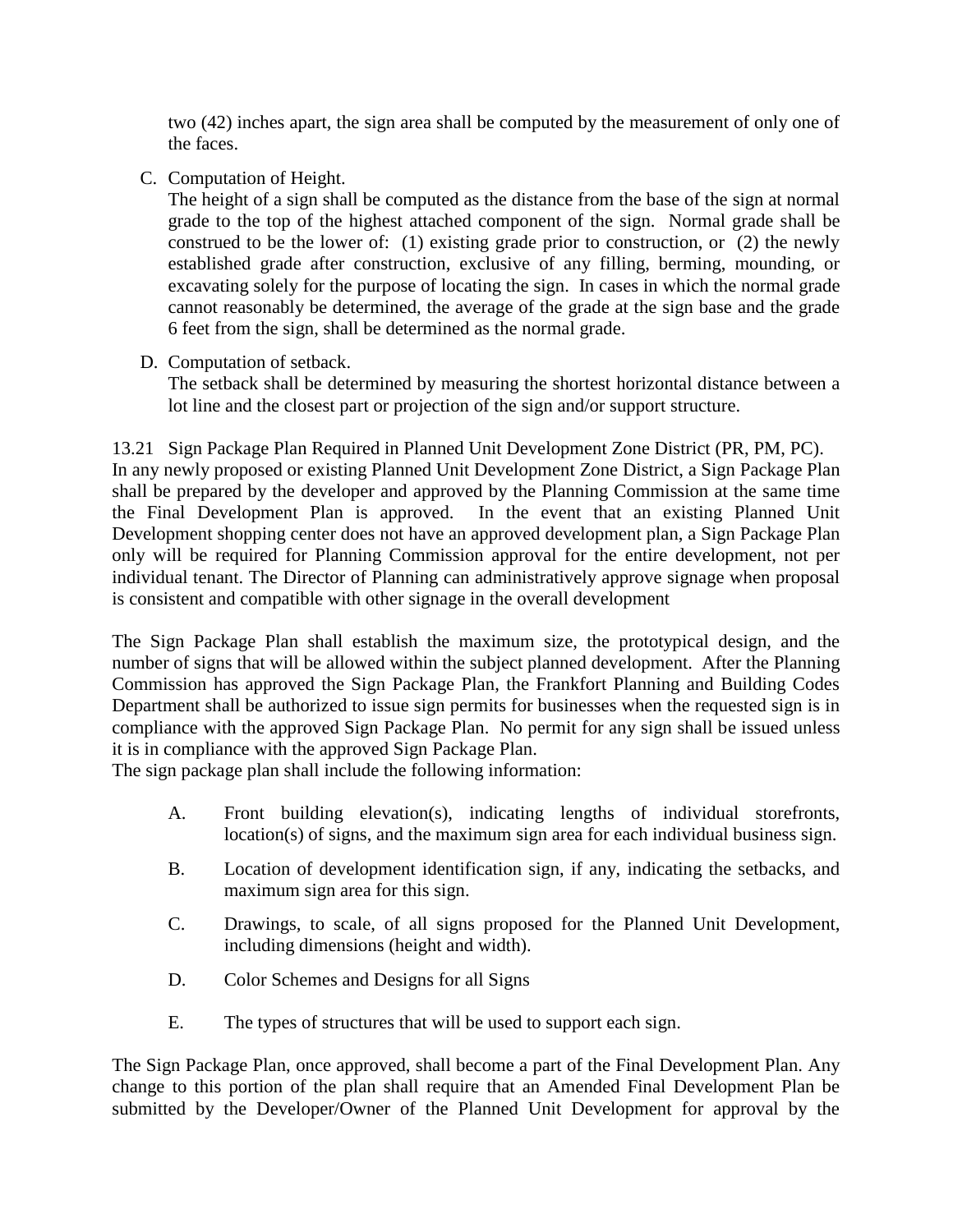two (42) inches apart, the sign area shall be computed by the measurement of only one of the faces.

C. Computation of Height.
   The height of a sign shall be computed as the distance from the base of the sign at normal grade to the top of the highest attached component of the sign. Normal grade shall be construed to be the lower of: (1) existing grade prior to construction, or (2) the newly established grade after construction, exclusive of any filling, berming, mounding, or excavating solely for the purpose of locating the sign. In cases in which the normal grade cannot reasonably be determined, the average of the grade at the sign base and the grade 6 feet from the sign, shall be determined as the normal grade.

D. Computation of setback.
   The setback shall be determined by measuring the shortest horizontal distance between a lot line and the closest part or projection of the sign and/or support structure.

13.21 Sign Package Plan Required in Planned Unit Development Zone District (PR, PM, PC).
In any newly proposed or existing Planned Unit Development Zone District, a Sign Package Plan shall be prepared by the developer and approved by the Planning Commission at the same time the Final Development Plan is approved. In the event that an existing Planned Unit Development shopping center does not have an approved development plan, a Sign Package Plan only will be required for Planning Commission approval for the entire development, not per individual tenant. The Director of Planning can administratively approve signage when proposal is consistent and compatible with other signage in the overall development

The Sign Package Plan shall establish the maximum size, the prototypical design, and the number of signs that will be allowed within the subject planned development. After the Planning Commission has approved the Sign Package Plan, the Frankfort Planning and Building Codes Department shall be authorized to issue sign permits for businesses when the requested sign is in compliance with the approved Sign Package Plan. No permit for any sign shall be issued unless it is in compliance with the approved Sign Package Plan.
The sign package plan shall include the following information:

A. Front building elevation(s), indicating lengths of individual storefronts, location(s) of signs, and the maximum sign area for each individual business sign.

B. Location of development identification sign, if any, indicating the setbacks, and maximum sign area for this sign.

C. Drawings, to scale, of all signs proposed for the Planned Unit Development, including dimensions (height and width).

D. Color Schemes and Designs for all Signs

E. The types of structures that will be used to support each sign.

The Sign Package Plan, once approved, shall become a part of the Final Development Plan. Any change to this portion of the plan shall require that an Amended Final Development Plan be submitted by the Developer/Owner of the Planned Unit Development for approval by the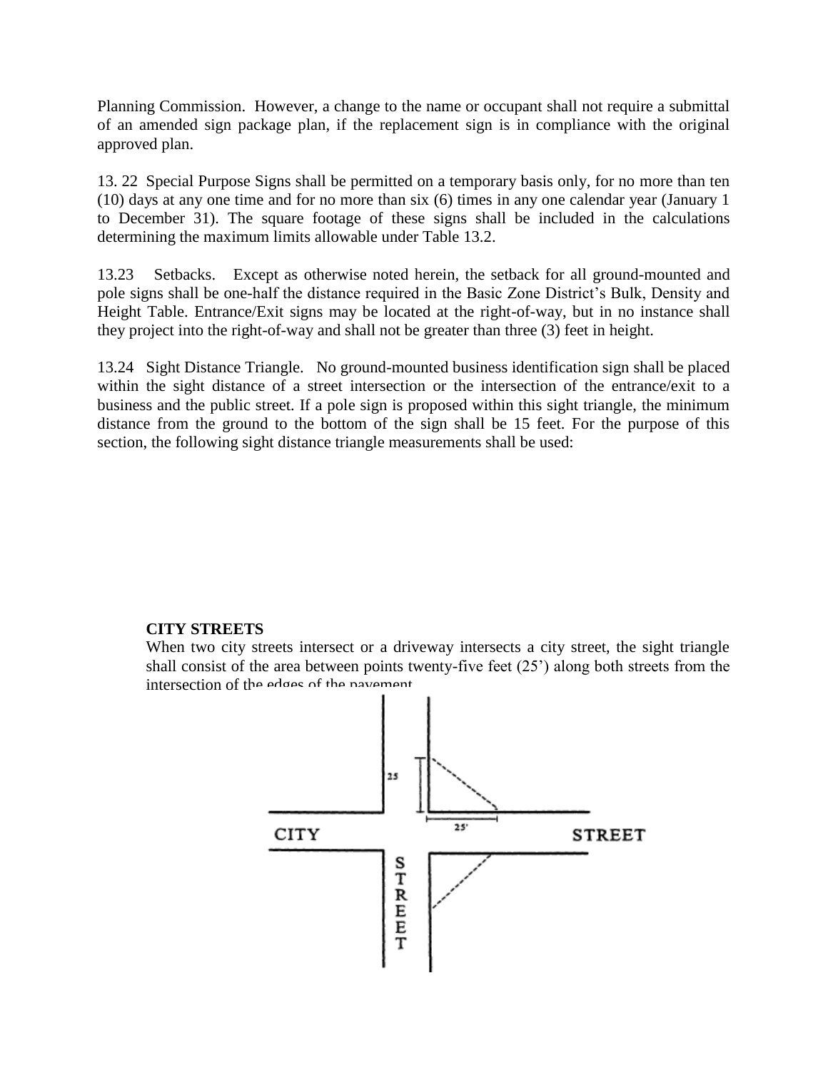Planning Commission. However, a change to the name or occupant shall not require a submittal of an amended sign package plan, if the replacement sign is in compliance with the original approved plan.

13. 22 Special Purpose Signs shall be permitted on a temporary basis only, for no more than ten (10) days at any one time and for no more than six (6) times in any one calendar year (January 1 to December 31). The square footage of these signs shall be included in the calculations determining the maximum limits allowable under Table 13.2.

13.23 Setbacks. Except as otherwise noted herein, the setback for all ground-mounted and pole signs shall be one-half the distance required in the Basic Zone District's Bulk, Density and Height Table. Entrance/Exit signs may be located at the right-of-way, but in no instance shall they project into the right-of-way and shall not be greater than three (3) feet in height.

13.24 Sight Distance Triangle. No ground-mounted business identification sign shall be placed within the sight distance of a street intersection or the intersection of the entrance/exit to a business and the public street. If a pole sign is proposed within this sight triangle, the minimum distance from the ground to the bottom of the sign shall be 15 feet. For the purpose of this section, the following sight distance triangle measurements shall be used:

**CITY STREETS**

When two city streets intersect or a driveway intersects a city street, the sight triangle shall consist of the area between points twenty-five feet (25') along both streets from the intersection of the edges of the pavement.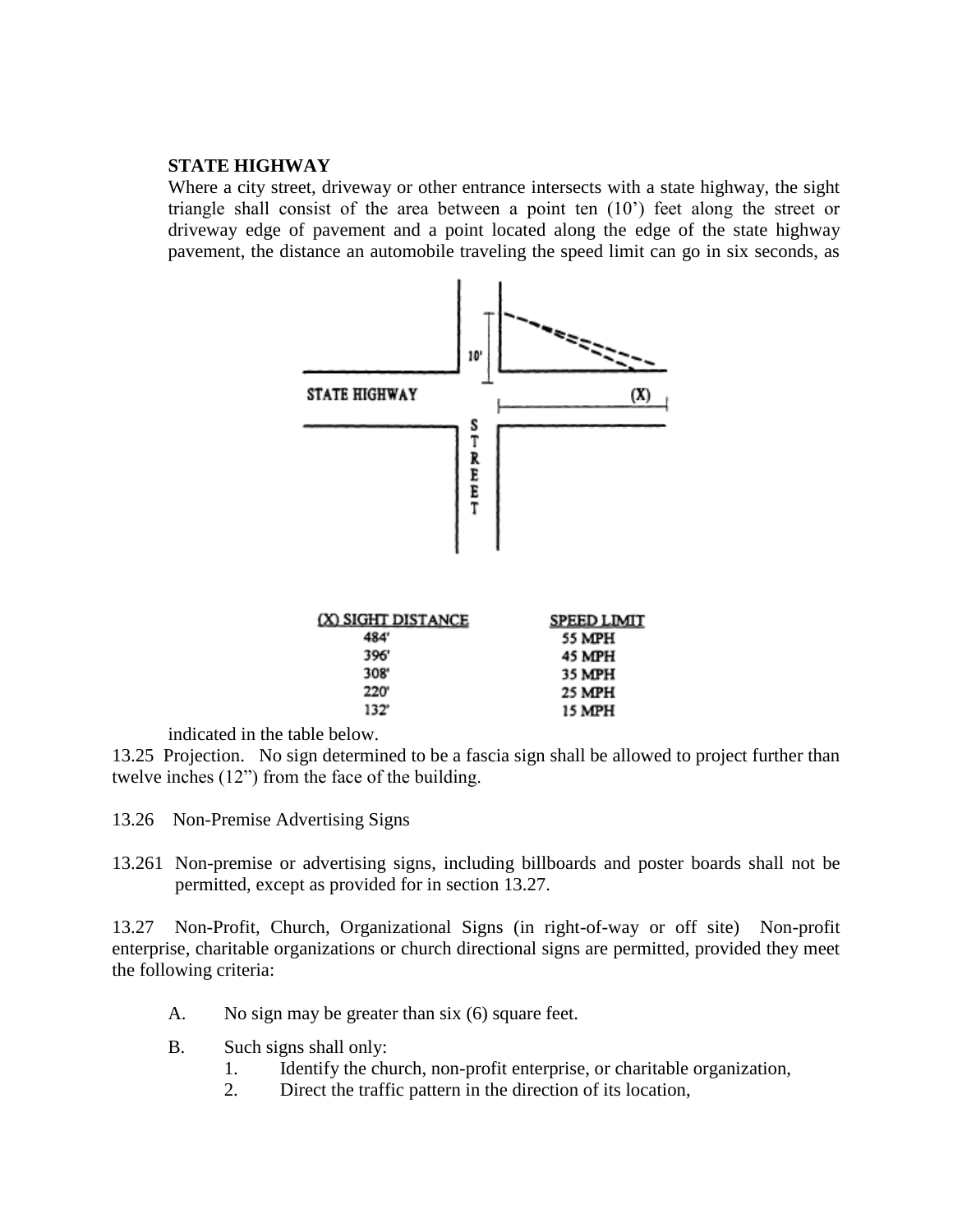**STATE HIGHWAY**

Where a city street, driveway or other entrance intersects with a state highway, the sight triangle shall consist of the area between a point ten (10') feet along the street or driveway edge of pavement and a point located along the edge of the state highway pavement, the distance an automobile traveling the speed limit can go in six seconds, as indicated in the table below.

| (X) SIGHT DISTANCE | SPEED LIMIT |
|---|---|
| 484' | 55 MPH |
| 396' | 45 MPH |
| 308' | 35 MPH |
| 220' | 25 MPH |
| 132' | 15 MPH |

13.25 Projection. No sign determined to be a fascia sign shall be allowed to project further than twelve inches (12") from the face of the building.

13.26 Non-Premise Advertising Signs

13.261 Non-premise or advertising signs, including billboards and poster boards shall not be permitted, except as provided for in section 13.27.

13.27 Non-Profit, Church, Organizational Signs (in right-of-way or off site) Non-profit enterprise, charitable organizations or church directional signs are permitted, provided they meet the following criteria:

A. No sign may be greater than six (6) square feet.

B. Such signs shall only:
   1. Identify the church, non-profit enterprise, or charitable organization,
   2. Direct the traffic pattern in the direction of its location,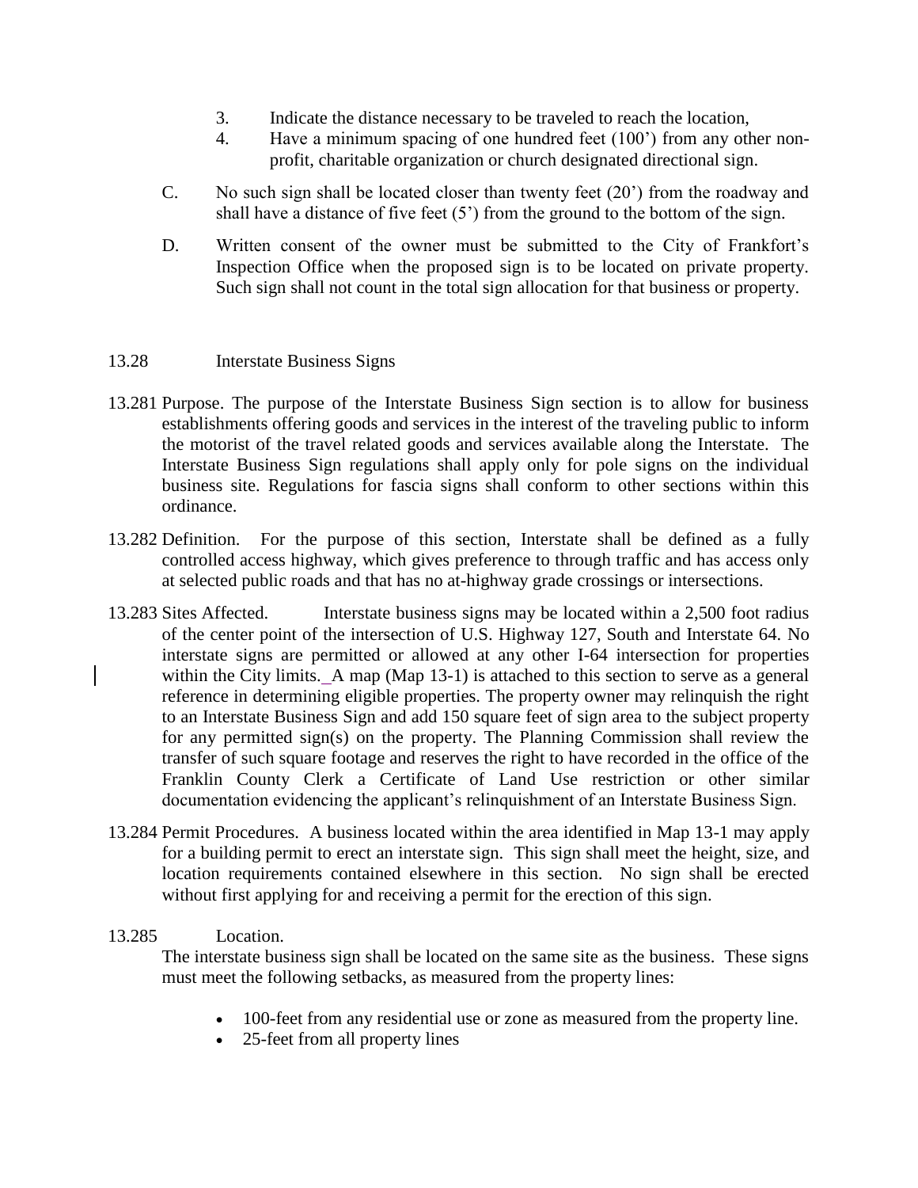3. Indicate the distance necessary to be traveled to reach the location,
4. Have a minimum spacing of one hundred feet (100') from any other non-profit, charitable organization or church designated directional sign.

C. No such sign shall be located closer than twenty feet (20') from the roadway and shall have a distance of five feet (5') from the ground to the bottom of the sign.

D. Written consent of the owner must be submitted to the City of Frankfort's Inspection Office when the proposed sign is to be located on private property. Such sign shall not count in the total sign allocation for that business or property.

## 13.28 Interstate Business Signs

13.281 Purpose. The purpose of the Interstate Business Sign section is to allow for business establishments offering goods and services in the interest of the traveling public to inform the motorist of the travel related goods and services available along the Interstate. The Interstate Business Sign regulations shall apply only for pole signs on the individual business site. Regulations for fascia signs shall conform to other sections within this ordinance.

13.282 Definition. For the purpose of this section, Interstate shall be defined as a fully controlled access highway, which gives preference to through traffic and has access only at selected public roads and that has no at-highway grade crossings or intersections.

13.283 Sites Affected. Interstate business signs may be located within a 2,500 foot radius of the center point of the intersection of U.S. Highway 127, South and Interstate 64. No interstate signs are permitted or allowed at any other I-64 intersection for properties within the City limits. A map (Map 13-1) is attached to this section to serve as a general reference in determining eligible properties. The property owner may relinquish the right to an Interstate Business Sign and add 150 square feet of sign area to the subject property for any permitted sign(s) on the property. The Planning Commission shall review the transfer of such square footage and reserves the right to have recorded in the office of the Franklin County Clerk a Certificate of Land Use restriction or other similar documentation evidencing the applicant's relinquishment of an Interstate Business Sign.

13.284 Permit Procedures. A business located within the area identified in Map 13-1 may apply for a building permit to erect an interstate sign. This sign shall meet the height, size, and location requirements contained elsewhere in this section. No sign shall be erected without first applying for and receiving a permit for the erection of this sign.

13.285 Location.
The interstate business sign shall be located on the same site as the business. These signs must meet the following setbacks, as measured from the property lines:

- 100-feet from any residential use or zone as measured from the property line.
- 25-feet from all property lines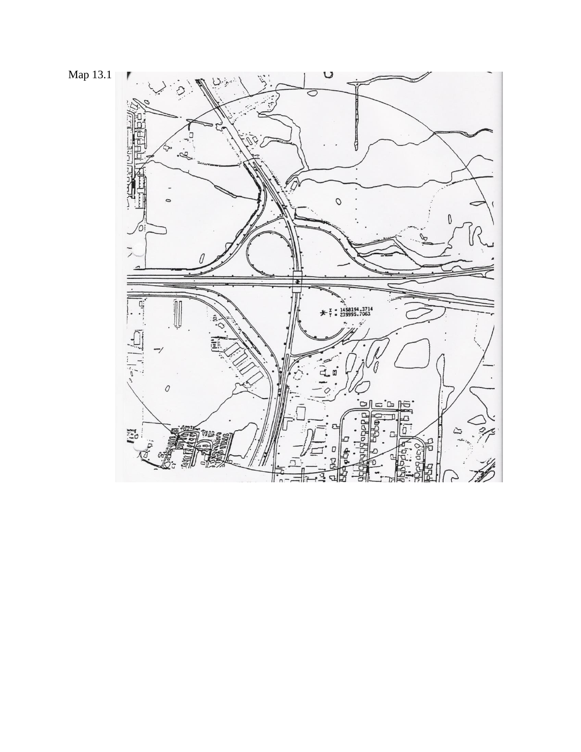Map 13.1

X = 1458194.3714
Y = 239995.7063